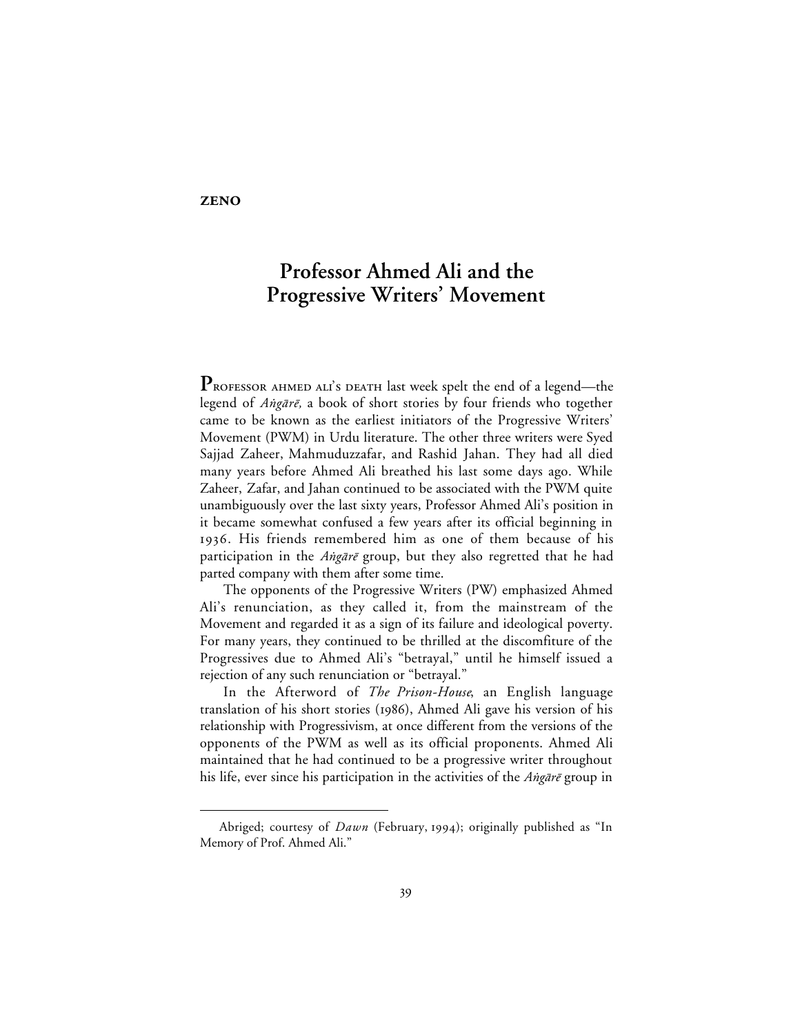**ZENO**

# Professor Ahmed Ali and the Progressive Writers' Movement

**P**ROFESSOR AHMED ALI'S DEATH last week spelt the end of a legend—the legend of *Aṅgārē,* a book of short stories by four friends who together came to be known as the earliest initiators of the Progressive Writers' Movement (PWM) in Urdu literature. The other three writers were Syed Sajjad Zaheer, Mahmuduzzafar, and Rashid Jahan. They had all died many years before Ahmed Ali breathed his last some days ago. While Zaheer, Zafar, and Jahan continued to be associated with the PWM quite unambiguously over the last sixty years, Professor Ahmed Ali's position in it became somewhat confused a few years after its official beginning in 1936. His friends remembered him as one of them because of his participation in the *Aṅgārē* group, but they also regretted that he had parted company with them after some time.

The opponents of the Progressive Writers (PW) emphasized Ahmed Ali's renunciation, as they called it, from the mainstream of the Movement and regarded it as a sign of its failure and ideological poverty. For many years, they continued to be thrilled at the discomfiture of the Progressives due to Ahmed Ali's "betrayal," until he himself issued a rejection of any such renunciation or "betrayal."

In the Afterword of *The Prison-House*, an English language translation of his short stories (1986), Ahmed Ali gave his version of his relationship with Progressivism, at once different from the versions of the opponents of the PWM as well as its official proponents. Ahmed Ali maintained that he had continued to be a progressive writer throughout his life, ever since his participation in the activities of the *Aṅgārē* group in

---

Abriged; courtesy of *Dawn* (February, 1994); originally published as "In Memory of Prof. Ahmed Ali."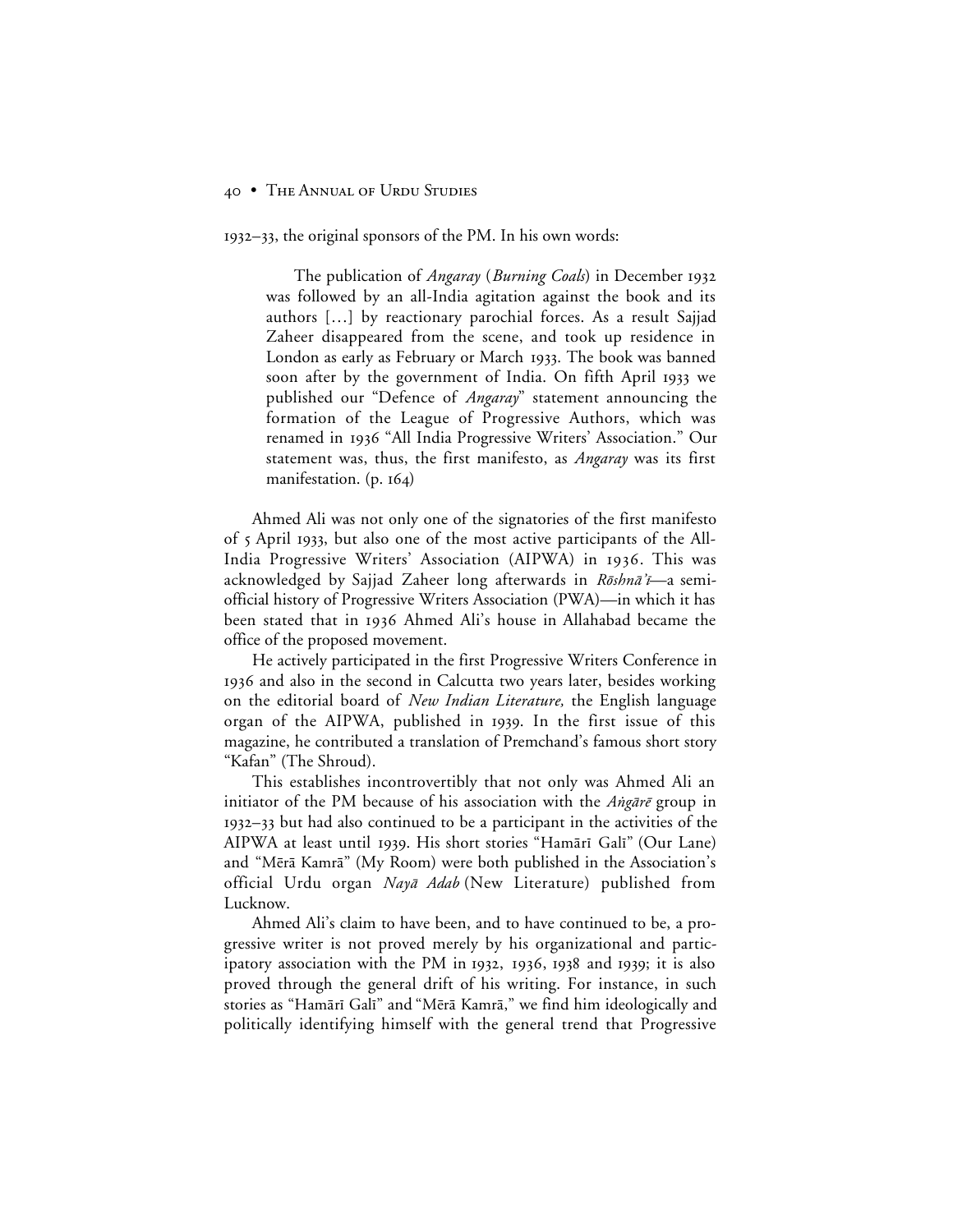1932–33, the original sponsors of the PM. In his own words:

> The publication of *Angaray* (*Burning Coals*) in December 1932 was followed by an all-India agitation against the book and its authors […] by reactionary parochial forces. As a result Sajjad Zaheer disappeared from the scene, and took up residence in London as early as February or March 1933. The book was banned soon after by the government of India. On fifth April 1933 we published our "Defence of *Angaray*" statement announcing the formation of the League of Progressive Authors, which was renamed in 1936 "All India Progressive Writers' Association." Our statement was, thus, the first manifesto, as *Angaray* was its first manifestation. (p. 164)

Ahmed Ali was not only one of the signatories of the first manifesto of 5 April 1933, but also one of the most active participants of the All-India Progressive Writers' Association (AIPWA) in 1936. This was acknowledged by Sajjad Zaheer long afterwards in *Rōshnā'ī*—a semi-official history of Progressive Writers Association (PWA)—in which it has been stated that in 1936 Ahmed Ali's house in Allahabad became the office of the proposed movement.

He actively participated in the first Progressive Writers Conference in 1936 and also in the second in Calcutta two years later, besides working on the editorial board of *New Indian Literature,* the English language organ of the AIPWA, published in 1939. In the first issue of this magazine, he contributed a translation of Premchand's famous short story "Kafan" (The Shroud).

This establishes incontrovertibly that not only was Ahmed Ali an initiator of the PM because of his association with the *Aṅgārē* group in 1932–33 but had also continued to be a participant in the activities of the AIPWA at least until 1939. His short stories "Hamārī Galī" (Our Lane) and "Mērā Kamrā" (My Room) were both published in the Association's official Urdu organ *Nayā Adab* (New Literature) published from Lucknow.

Ahmed Ali's claim to have been, and to have continued to be, a progressive writer is not proved merely by his organizational and participatory association with the PM in 1932, 1936, 1938 and 1939; it is also proved through the general drift of his writing. For instance, in such stories as "Hamārī Galī" and "Mērā Kamrā," we find him ideologically and politically identifying himself with the general trend that Progressive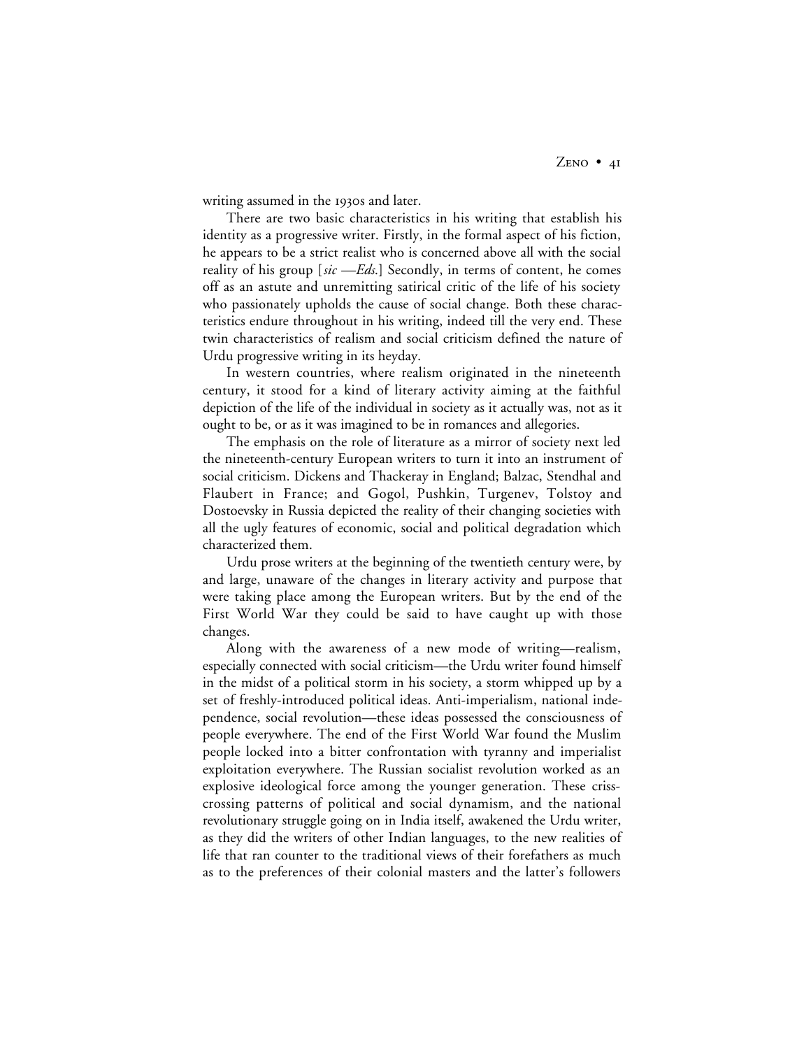writing assumed in the 1930s and later.

There are two basic characteristics in his writing that establish his identity as a progressive writer. Firstly, in the formal aspect of his fiction, he appears to be a strict realist who is concerned above all with the social reality of his group [*sic* —*Eds.*] Secondly, in terms of content, he comes off as an astute and unremitting satirical critic of the life of his society who passionately upholds the cause of social change. Both these characteristics endure throughout in his writing, indeed till the very end. These twin characteristics of realism and social criticism defined the nature of Urdu progressive writing in its heyday.

In western countries, where realism originated in the nineteenth century, it stood for a kind of literary activity aiming at the faithful depiction of the life of the individual in society as it actually was, not as it ought to be, or as it was imagined to be in romances and allegories.

The emphasis on the role of literature as a mirror of society next led the nineteenth-century European writers to turn it into an instrument of social criticism. Dickens and Thackeray in England; Balzac, Stendhal and Flaubert in France; and Gogol, Pushkin, Turgenev, Tolstoy and Dostoevsky in Russia depicted the reality of their changing societies with all the ugly features of economic, social and political degradation which characterized them.

Urdu prose writers at the beginning of the twentieth century were, by and large, unaware of the changes in literary activity and purpose that were taking place among the European writers. But by the end of the First World War they could be said to have caught up with those changes.

Along with the awareness of a new mode of writing—realism, especially connected with social criticism—the Urdu writer found himself in the midst of a political storm in his society, a storm whipped up by a set of freshly-introduced political ideas. Anti-imperialism, national independence, social revolution—these ideas possessed the consciousness of people everywhere. The end of the First World War found the Muslim people locked into a bitter confrontation with tyranny and imperialist exploitation everywhere. The Russian socialist revolution worked as an explosive ideological force among the younger generation. These criss-crossing patterns of political and social dynamism, and the national revolutionary struggle going on in India itself, awakened the Urdu writer, as they did the writers of other Indian languages, to the new realities of life that ran counter to the traditional views of their forefathers as much as to the preferences of their colonial masters and the latter's followers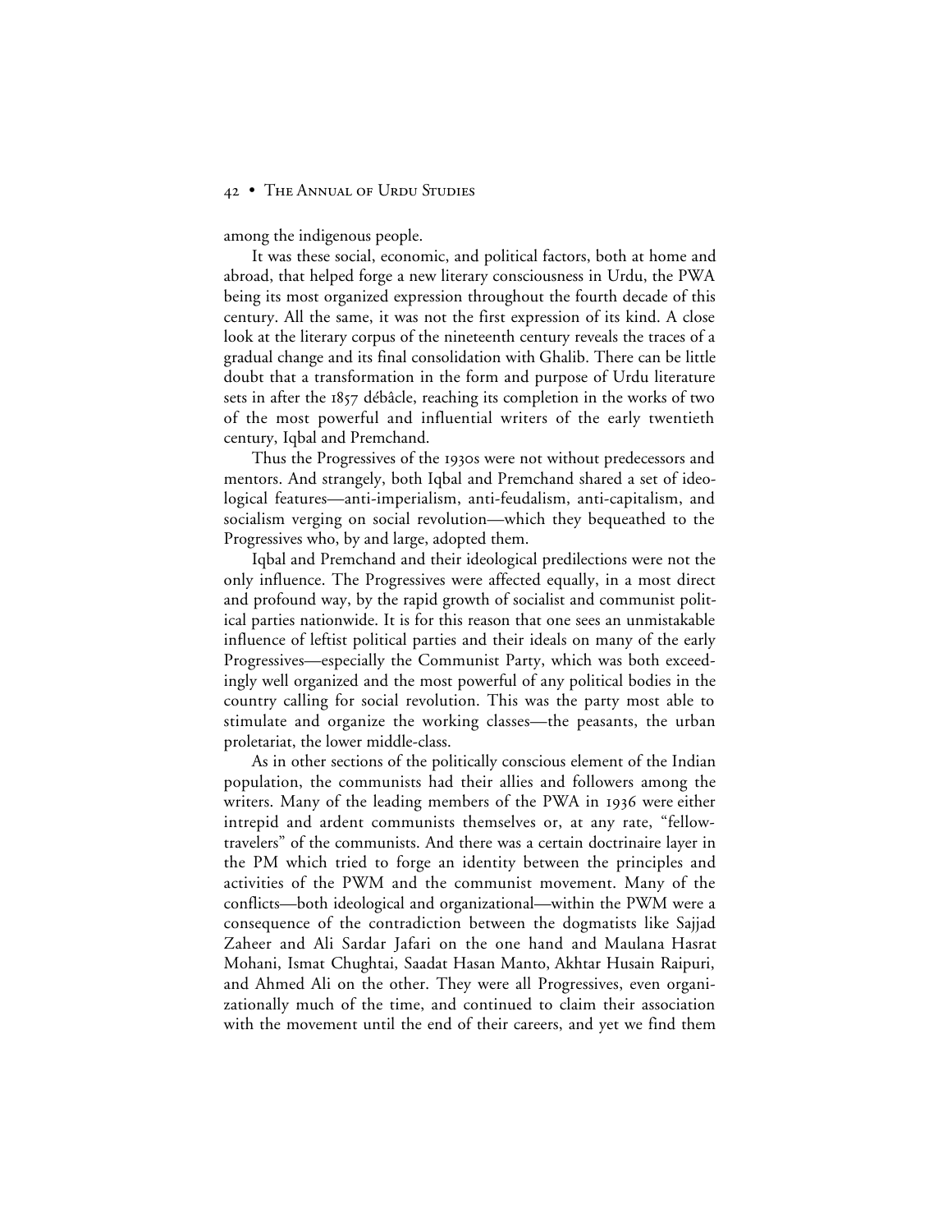among the indigenous people.

It was these social, economic, and political factors, both at home and abroad, that helped forge a new literary consciousness in Urdu, the PWA being its most organized expression throughout the fourth decade of this century. All the same, it was not the first expression of its kind. A close look at the literary corpus of the nineteenth century reveals the traces of a gradual change and its final consolidation with Ghalib. There can be little doubt that a transformation in the form and purpose of Urdu literature sets in after the 1857 débâcle, reaching its completion in the works of two of the most powerful and influential writers of the early twentieth century, Iqbal and Premchand.

Thus the Progressives of the 1930s were not without predecessors and mentors. And strangely, both Iqbal and Premchand shared a set of ideological features—anti-imperialism, anti-feudalism, anti-capitalism, and socialism verging on social revolution—which they bequeathed to the Progressives who, by and large, adopted them.

Iqbal and Premchand and their ideological predilections were not the only influence. The Progressives were affected equally, in a most direct and profound way, by the rapid growth of socialist and communist political parties nationwide. It is for this reason that one sees an unmistakable influence of leftist political parties and their ideals on many of the early Progressives—especially the Communist Party, which was both exceedingly well organized and the most powerful of any political bodies in the country calling for social revolution. This was the party most able to stimulate and organize the working classes—the peasants, the urban proletariat, the lower middle-class.

As in other sections of the politically conscious element of the Indian population, the communists had their allies and followers among the writers. Many of the leading members of the PWA in 1936 were either intrepid and ardent communists themselves or, at any rate, "fellow-travelers" of the communists. And there was a certain doctrinaire layer in the PM which tried to forge an identity between the principles and activities of the PWM and the communist movement. Many of the conflicts—both ideological and organizational—within the PWM were a consequence of the contradiction between the dogmatists like Sajjad Zaheer and Ali Sardar Jafari on the one hand and Maulana Hasrat Mohani, Ismat Chughtai, Saadat Hasan Manto, Akhtar Husain Raipuri, and Ahmed Ali on the other. They were all Progressives, even organizationally much of the time, and continued to claim their association with the movement until the end of their careers, and yet we find them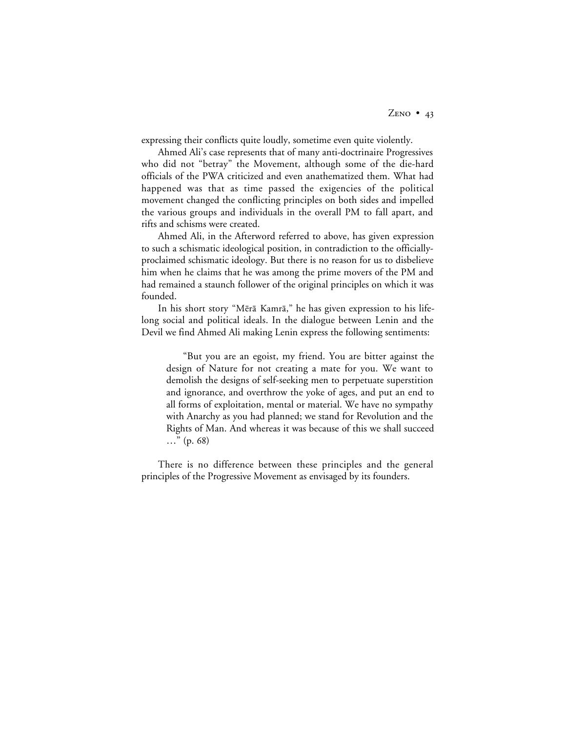expressing their conflicts quite loudly, sometime even quite violently.

Ahmed Ali's case represents that of many anti-doctrinaire Progressives who did not "betray" the Movement, although some of the die-hard officials of the PWA criticized and even anathematized them. What had happened was that as time passed the exigencies of the political movement changed the conflicting principles on both sides and impelled the various groups and individuals in the overall PM to fall apart, and rifts and schisms were created.

Ahmed Ali, in the Afterword referred to above, has given expression to such a schismatic ideological position, in contradiction to the officially-proclaimed schismatic ideology. But there is no reason for us to disbelieve him when he claims that he was among the prime movers of the PM and had remained a staunch follower of the original principles on which it was founded.

In his short story "Mērā Kamrā," he has given expression to his life-long social and political ideals. In the dialogue between Lenin and the Devil we find Ahmed Ali making Lenin express the following sentiments:

> "But you are an egoist, my friend. You are bitter against the design of Nature for not creating a mate for you. We want to demolish the designs of self-seeking men to perpetuate superstition and ignorance, and overthrow the yoke of ages, and put an end to all forms of exploitation, mental or material. We have no sympathy with Anarchy as you had planned; we stand for Revolution and the Rights of Man. And whereas it was because of this we shall succeed …" (p. 68)

There is no difference between these principles and the general principles of the Progressive Movement as envisaged by its founders.